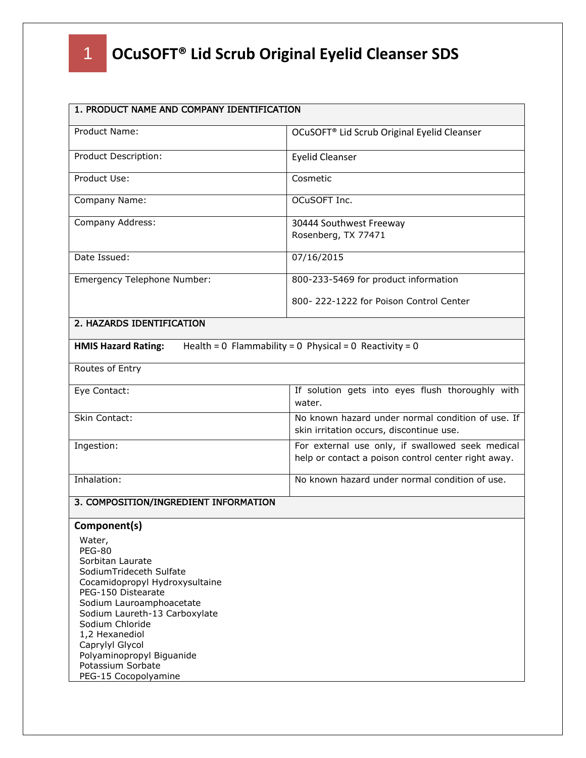# 1 OCuSOFT® Lid Scrub Original Eyelid Cleanser SDS

| 1. PRODUCT NAME AND COMPANY IDENTIFICATION | |
|---|---|
| Product Name: | OCuSOFT® Lid Scrub Original Eyelid Cleanser |
| Product Description: | Eyelid Cleanser |
| Product Use: | Cosmetic |
| Company Name: | OCuSOFT Inc. |
| Company Address: | 30444 Southwest Freeway<br>Rosenberg, TX 77471 |
| Date Issued: | 07/16/2015 |
| Emergency Telephone Number: | 800-233-5469 for product information<br><br>800- 222-1222 for Poison Control Center |

| 2. HAZARDS IDENTIFICATION | |
|---|---|
| **HMIS Hazard Rating:** Health = 0 Flammability = 0 Physical = 0 Reactivity = 0 | |
| Routes of Entry | |
| Eye Contact: | If solution gets into eyes flush thoroughly with water. |
| Skin Contact: | No known hazard under normal condition of use. If skin irritation occurs, discontinue use. |
| Ingestion: | For external use only, if swallowed seek medical help or contact a poison control center right away. |
| Inhalation: | No known hazard under normal condition of use. |

**3. COMPOSITION/INGREDIENT INFORMATION**

**Component(s)**

Water,
PEG-80
Sorbitan Laurate
SodiumTrideceth Sulfate
Cocamidopropyl Hydroxysultaine
PEG-150 Distearate
Sodium Lauroamphoacetate
Sodium Laureth-13 Carboxylate
Sodium Chloride
1,2 Hexanediol
Caprylyl Glycol
Polyaminopropyl Biguanide
Potassium Sorbate
PEG-15 Cocopolyamine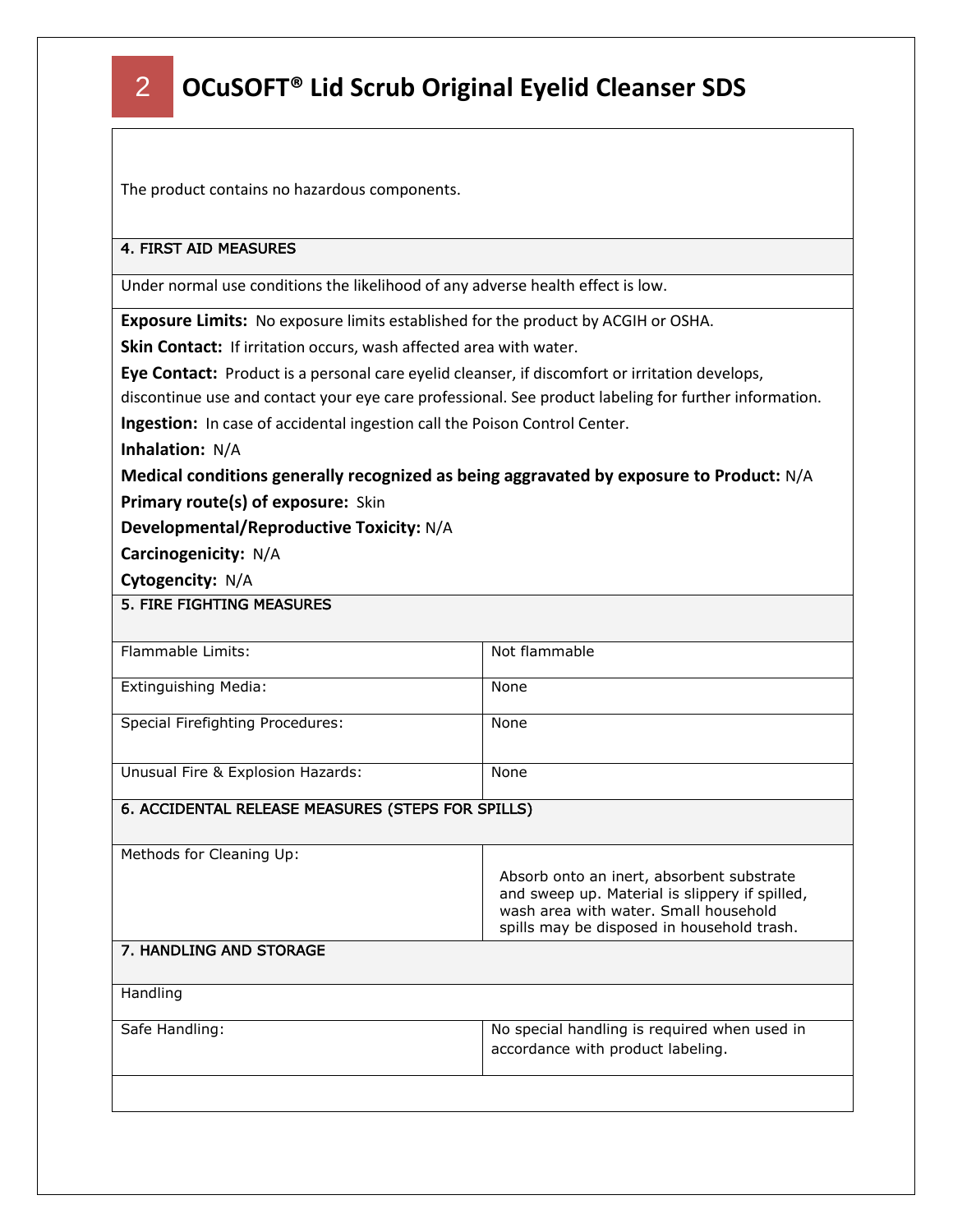The product contains no hazardous components.

## 4. FIRST AID MEASURES

Under normal use conditions the likelihood of any adverse health effect is low.

**Exposure Limits:** No exposure limits established for the product by ACGIH or OSHA.

**Skin Contact:** If irritation occurs, wash affected area with water.

**Eye Contact:** Product is a personal care eyelid cleanser, if discomfort or irritation develops, discontinue use and contact your eye care professional. See product labeling for further information.

**Ingestion:** In case of accidental ingestion call the Poison Control Center.

**Inhalation:** N/A

**Medical conditions generally recognized as being aggravated by exposure to Product:** N/A

**Primary route(s) of exposure:** Skin

**Developmental/Reproductive Toxicity:** N/A

**Carcinogenicity:** N/A

**Cytogencity:** N/A

## 5. FIRE FIGHTING MEASURES

| | |
|---|---|
| Flammable Limits: | Not flammable |
| Extinguishing Media: | None |
| Special Firefighting Procedures: | None |
| Unusual Fire & Explosion Hazards: | None |

## 6. ACCIDENTAL RELEASE MEASURES (STEPS FOR SPILLS)

| | |
|---|---|
| Methods for Cleaning Up: | Absorb onto an inert, absorbent substrate and sweep up. Material is slippery if spilled, wash area with water. Small household spills may be disposed in household trash. |

## 7. HANDLING AND STORAGE

Handling

| | |
|---|---|
| Safe Handling: | No special handling is required when used in accordance with product labeling. |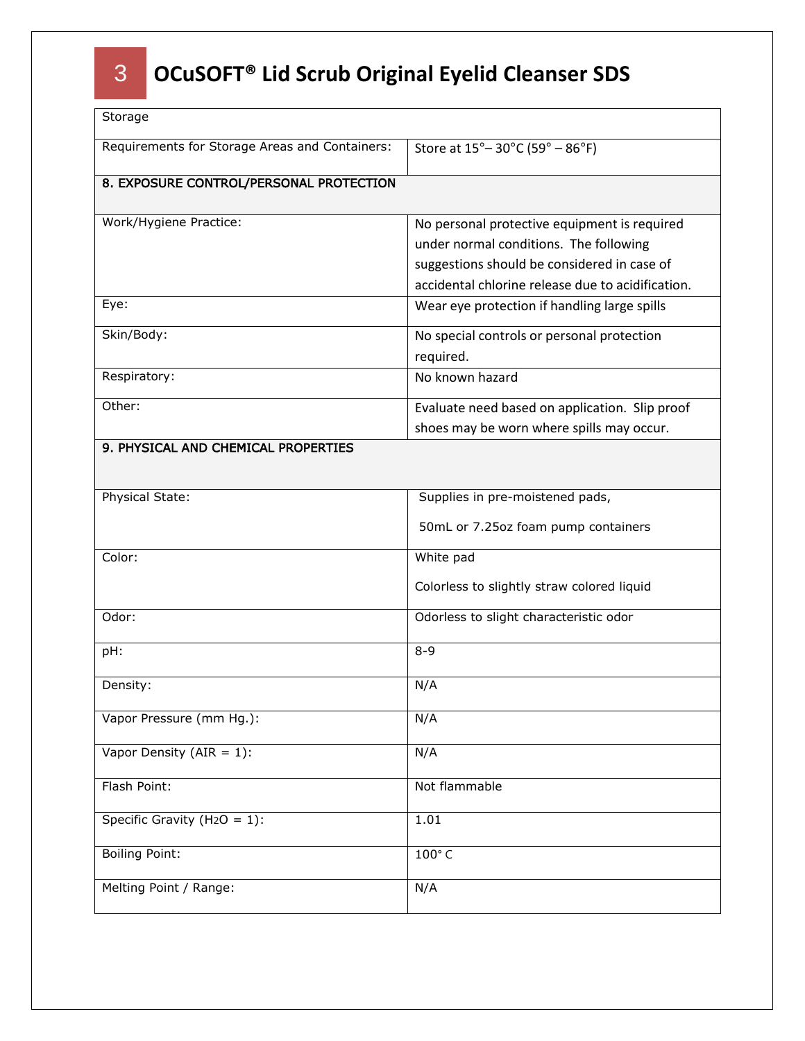# OCuSOFT® Lid Scrub Original Eyelid Cleanser SDS

| Storage | |
|---|---|
| Requirements for Storage Areas and Containers: | Store at 15°– 30°C (59° – 86°F) |
| **8. EXPOSURE CONTROL/PERSONAL PROTECTION** | |
| Work/Hygiene Practice: | No personal protective equipment is required under normal conditions. The following suggestions should be considered in case of accidental chlorine release due to acidification. |
| Eye: | Wear eye protection if handling large spills |
| Skin/Body: | No special controls or personal protection required. |
| Respiratory: | No known hazard |
| Other: | Evaluate need based on application. Slip proof shoes may be worn where spills may occur. |
| **9. PHYSICAL AND CHEMICAL PROPERTIES** | |
| Physical State: | Supplies in pre-moistened pads,<br><br>50mL or 7.25oz foam pump containers |
| Color: | White pad<br><br>Colorless to slightly straw colored liquid |
| Odor: | Odorless to slight characteristic odor |
| pH: | 8-9 |
| Density: | N/A |
| Vapor Pressure (mm Hg.): | N/A |
| Vapor Density (AIR = 1): | N/A |
| Flash Point: | Not flammable |
| Specific Gravity ($H_2O$ = 1): | 1.01 |
| Boiling Point: | 100° C |
| Melting Point / Range: | N/A |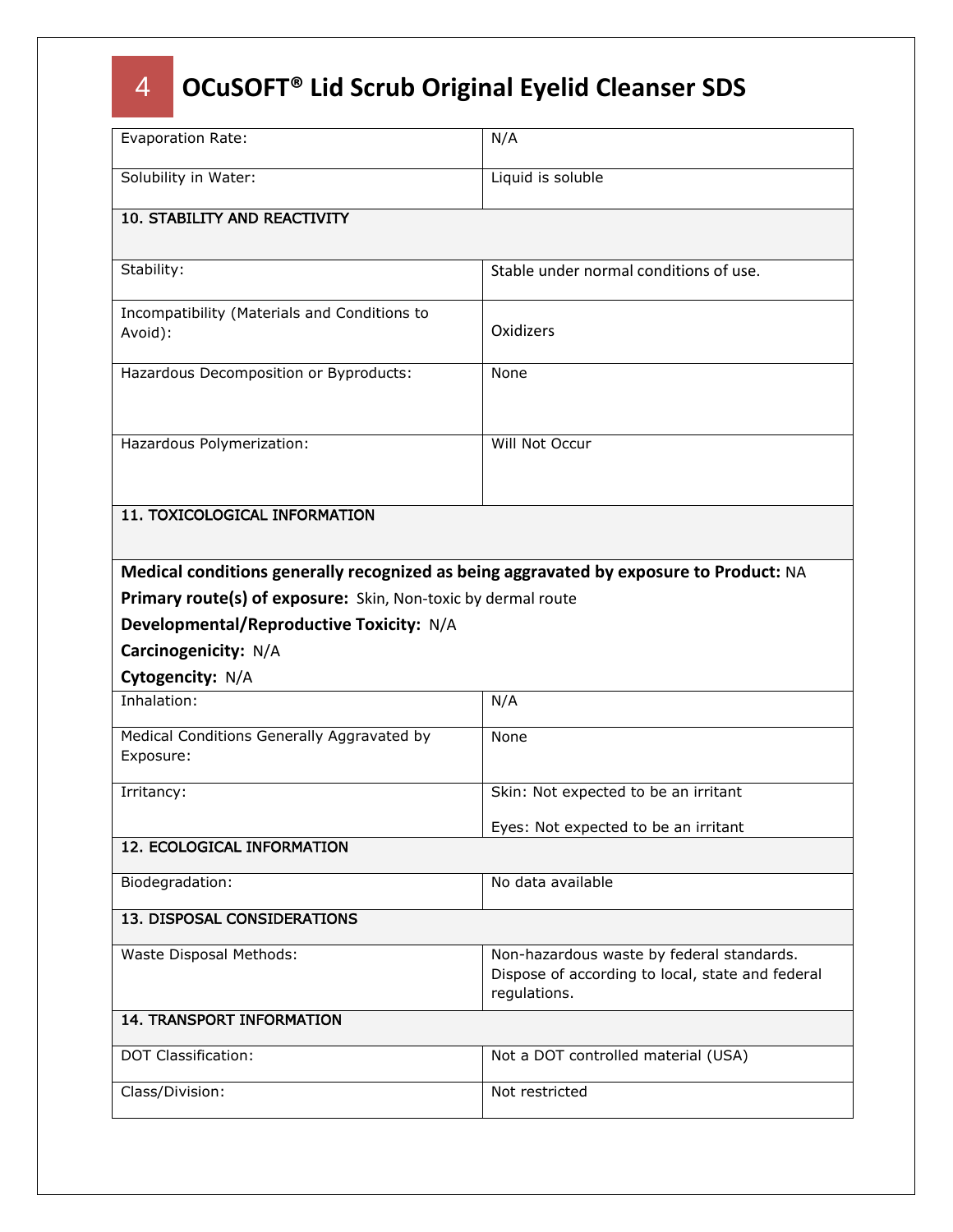| | |
|---|---|
| Evaporation Rate: | N/A |
| Solubility in Water: | Liquid is soluble |
| **10. STABILITY AND REACTIVITY** | |
| Stability: | Stable under normal conditions of use. |
| Incompatibility (Materials and Conditions to Avoid): | Oxidizers |
| Hazardous Decomposition or Byproducts: | None |
| Hazardous Polymerization: | Will Not Occur |
| **11. TOXICOLOGICAL INFORMATION** | |

**Medical conditions generally recognized as being aggravated by exposure to Product:** NA

**Primary route(s) of exposure:** Skin, Non-toxic by dermal route

**Developmental/Reproductive Toxicity:** N/A

**Carcinogenicity:** N/A

**Cytogencity:** N/A

| | |
|---|---|
| Inhalation: | N/A |
| Medical Conditions Generally Aggravated by Exposure: | None |
| Irritancy: | Skin: Not expected to be an irritant<br>Eyes: Not expected to be an irritant |
| **12. ECOLOGICAL INFORMATION** | |
| Biodegradation: | No data available |
| **13. DISPOSAL CONSIDERATIONS** | |
| Waste Disposal Methods: | Non-hazardous waste by federal standards. Dispose of according to local, state and federal regulations. |
| **14. TRANSPORT INFORMATION** | |
| DOT Classification: | Not a DOT controlled material (USA) |
| Class/Division: | Not restricted |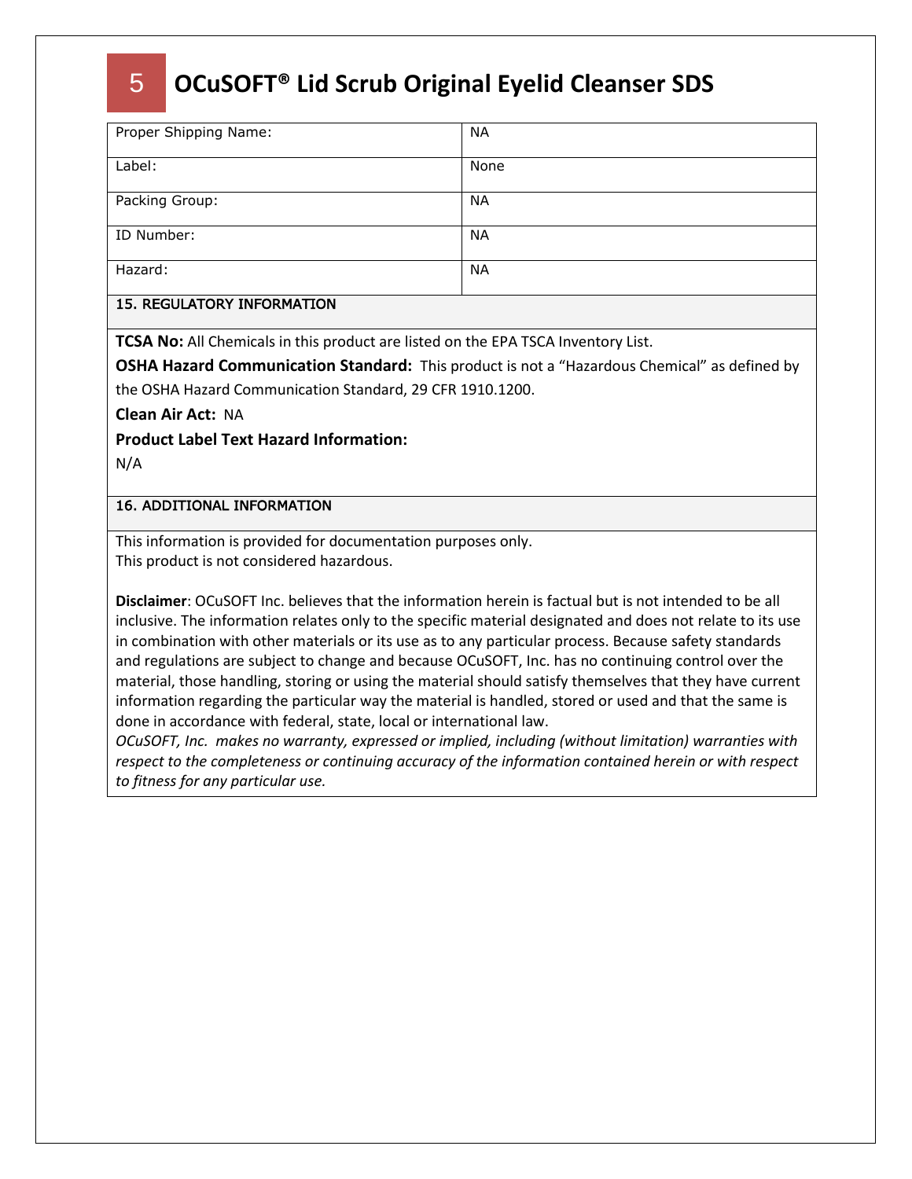| | |
|---|---|
| Proper Shipping Name: | NA |
| Label: | None |
| Packing Group: | NA |
| ID Number: | NA |
| Hazard: | NA |

## 15. REGULATORY INFORMATION

**TCSA No:** All Chemicals in this product are listed on the EPA TSCA Inventory List.

**OSHA Hazard Communication Standard:** This product is not a "Hazardous Chemical" as defined by the OSHA Hazard Communication Standard, 29 CFR 1910.1200.

**Clean Air Act:** NA

**Product Label Text Hazard Information:**

N/A

## 16. ADDITIONAL INFORMATION

This information is provided for documentation purposes only.
This product is not considered hazardous.

**Disclaimer**: OCuSOFT Inc. believes that the information herein is factual but is not intended to be all inclusive. The information relates only to the specific material designated and does not relate to its use in combination with other materials or its use as to any particular process. Because safety standards and regulations are subject to change and because OCuSOFT, Inc. has no continuing control over the material, those handling, storing or using the material should satisfy themselves that they have current information regarding the particular way the material is handled, stored or used and that the same is done in accordance with federal, state, local or international law.
*OCuSOFT, Inc. makes no warranty, expressed or implied, including (without limitation) warranties with respect to the completeness or continuing accuracy of the information contained herein or with respect to fitness for any particular use.*